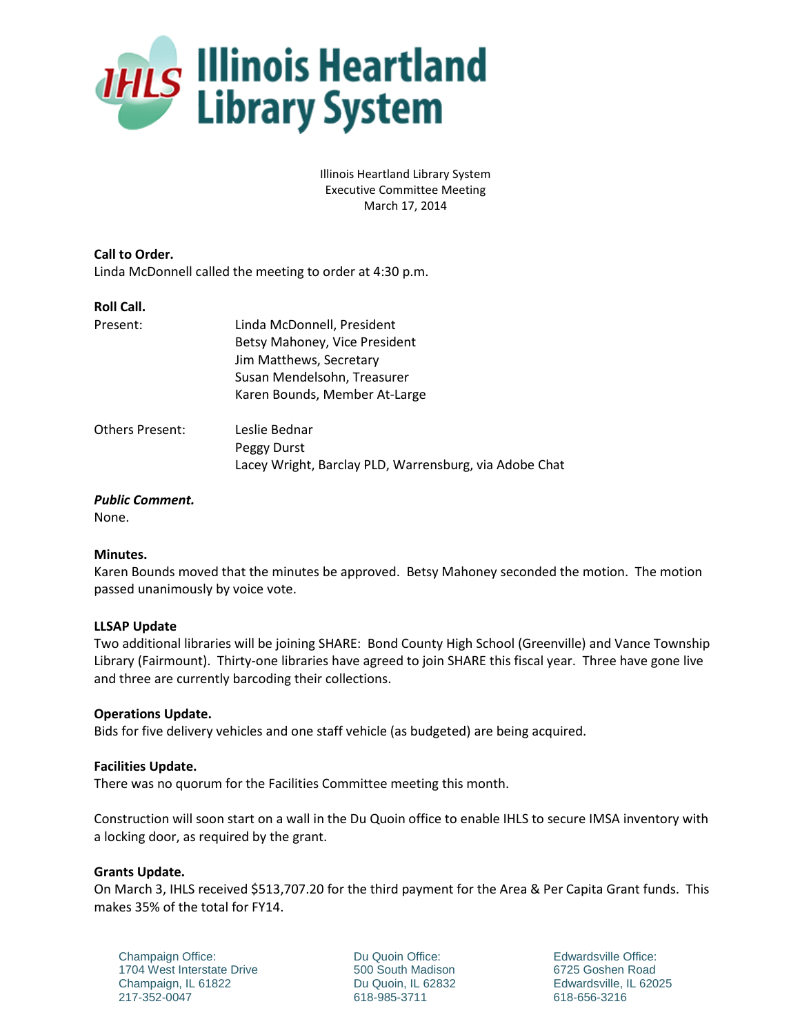# Illinois Heartland Library System

Illinois Heartland Library System
Executive Committee Meeting
March 17, 2014

**Call to Order.**
Linda McDonnell called the meeting to order at 4:30 p.m.

**Roll Call.**

Present:
Linda McDonnell, President
Betsy Mahoney, Vice President
Jim Matthews, Secretary
Susan Mendelsohn, Treasurer
Karen Bounds, Member At-Large

Others Present:
Leslie Bednar
Peggy Durst
Lacey Wright, Barclay PLD, Warrensburg, via Adobe Chat

***Public Comment.***
None.

**Minutes.**
Karen Bounds moved that the minutes be approved. Betsy Mahoney seconded the motion. The motion passed unanimously by voice vote.

**LLSAP Update**
Two additional libraries will be joining SHARE: Bond County High School (Greenville) and Vance Township Library (Fairmount). Thirty-one libraries have agreed to join SHARE this fiscal year. Three have gone live and three are currently barcoding their collections.

**Operations Update.**
Bids for five delivery vehicles and one staff vehicle (as budgeted) are being acquired.

**Facilities Update.**
There was no quorum for the Facilities Committee meeting this month.

Construction will soon start on a wall in the Du Quoin office to enable IHLS to secure IMSA inventory with a locking door, as required by the grant.

**Grants Update.**
On March 3, IHLS received $513,707.20 for the third payment for the Area & Per Capita Grant funds. This makes 35% of the total for FY14.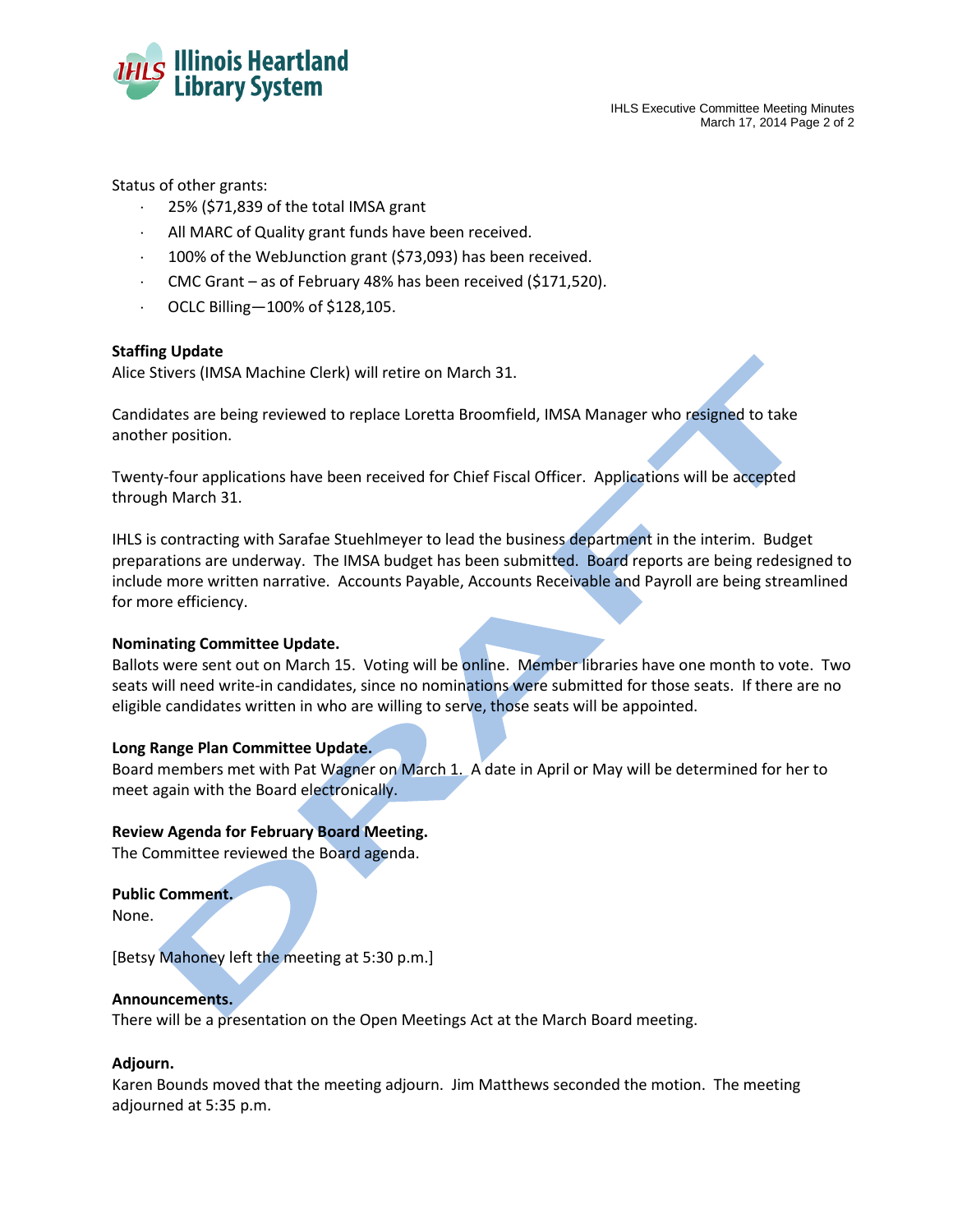Status of other grants:

- 25% ($71,839 of the total IMSA grant
- All MARC of Quality grant funds have been received.
- 100% of the WebJunction grant ($73,093) has been received.
- CMC Grant – as of February 48% has been received ($171,520).
- OCLC Billing—100% of $128,105.

**Staffing Update**

Alice Stivers (IMSA Machine Clerk) will retire on March 31.

Candidates are being reviewed to replace Loretta Broomfield, IMSA Manager who resigned to take another position.

Twenty-four applications have been received for Chief Fiscal Officer. Applications will be accepted through March 31.

IHLS is contracting with Sarafae Stuehlmeyer to lead the business department in the interim. Budget preparations are underway. The IMSA budget has been submitted. Board reports are being redesigned to include more written narrative. Accounts Payable, Accounts Receivable and Payroll are being streamlined for more efficiency.

**Nominating Committee Update.**

Ballots were sent out on March 15. Voting will be online. Member libraries have one month to vote. Two seats will need write-in candidates, since no nominations were submitted for those seats. If there are no eligible candidates written in who are willing to serve, those seats will be appointed.

**Long Range Plan Committee Update.**

Board members met with Pat Wagner on March 1. A date in April or May will be determined for her to meet again with the Board electronically.

**Review Agenda for February Board Meeting.**

The Committee reviewed the Board agenda.

**Public Comment.**

None.

[Betsy Mahoney left the meeting at 5:30 p.m.]

**Announcements.**

There will be a presentation on the Open Meetings Act at the March Board meeting.

**Adjourn.**

Karen Bounds moved that the meeting adjourn. Jim Matthews seconded the motion. The meeting adjourned at 5:35 p.m.